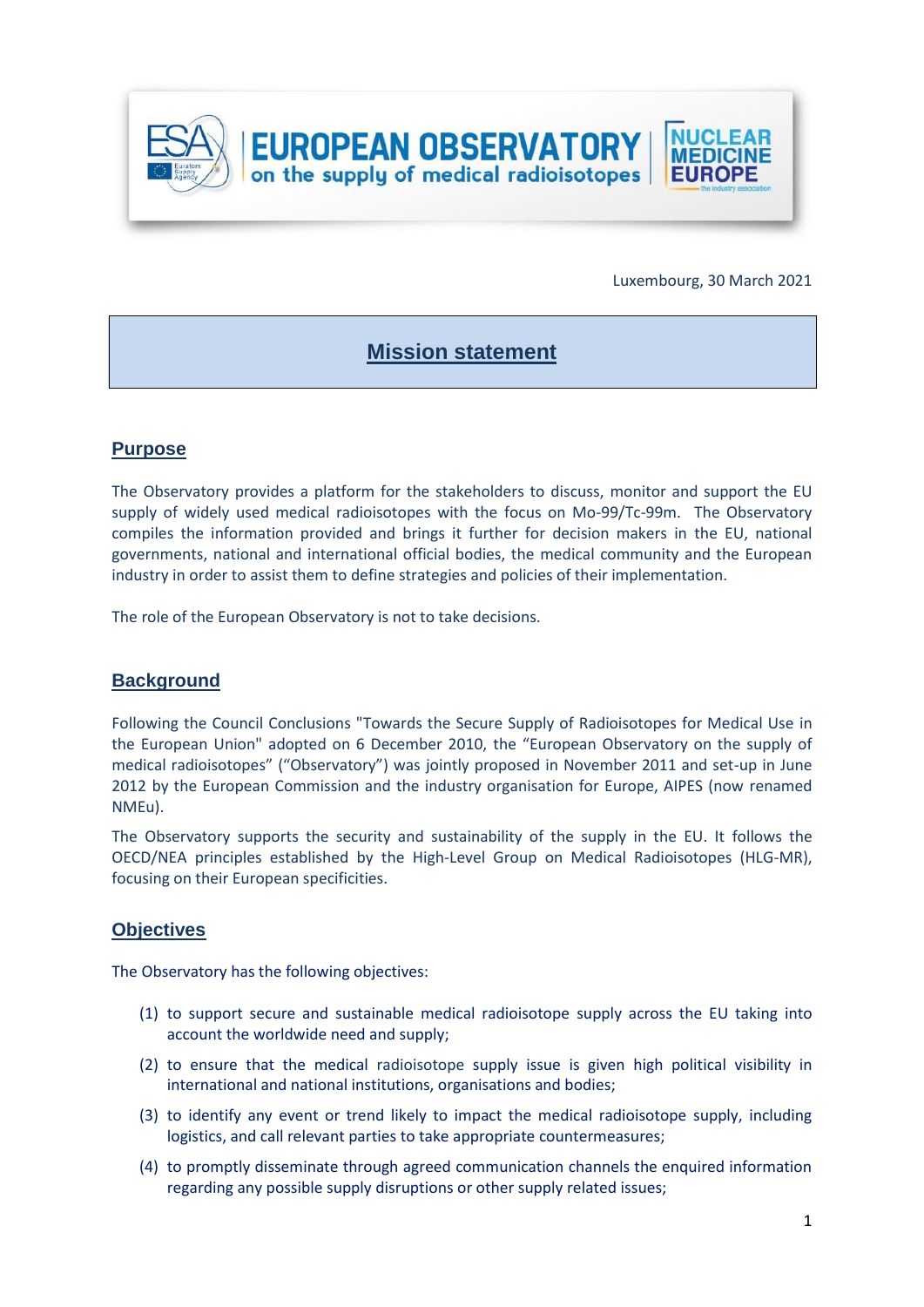# EUROPEAN OBSERVATORY on the supply of medical radioisotopes

Luxembourg, 30 March 2021

## Mission statement

### Purpose

The Observatory provides a platform for the stakeholders to discuss, monitor and support the EU supply of widely used medical radioisotopes with the focus on Mo-99/Tc-99m. The Observatory compiles the information provided and brings it further for decision makers in the EU, national governments, national and international official bodies, the medical community and the European industry in order to assist them to define strategies and policies of their implementation.

The role of the European Observatory is not to take decisions.

### Background

Following the Council Conclusions "Towards the Secure Supply of Radioisotopes for Medical Use in the European Union" adopted on 6 December 2010, the "European Observatory on the supply of medical radioisotopes" ("Observatory") was jointly proposed in November 2011 and set-up in June 2012 by the European Commission and the industry organisation for Europe, AIPES (now renamed NMEu).

The Observatory supports the security and sustainability of the supply in the EU. It follows the OECD/NEA principles established by the High-Level Group on Medical Radioisotopes (HLG-MR), focusing on their European specificities.

### Objectives

The Observatory has the following objectives:

(1) to support secure and sustainable medical radioisotope supply across the EU taking into account the worldwide need and supply;

(2) to ensure that the medical radioisotope supply issue is given high political visibility in international and national institutions, organisations and bodies;

(3) to identify any event or trend likely to impact the medical radioisotope supply, including logistics, and call relevant parties to take appropriate countermeasures;

(4) to promptly disseminate through agreed communication channels the enquired information regarding any possible supply disruptions or other supply related issues;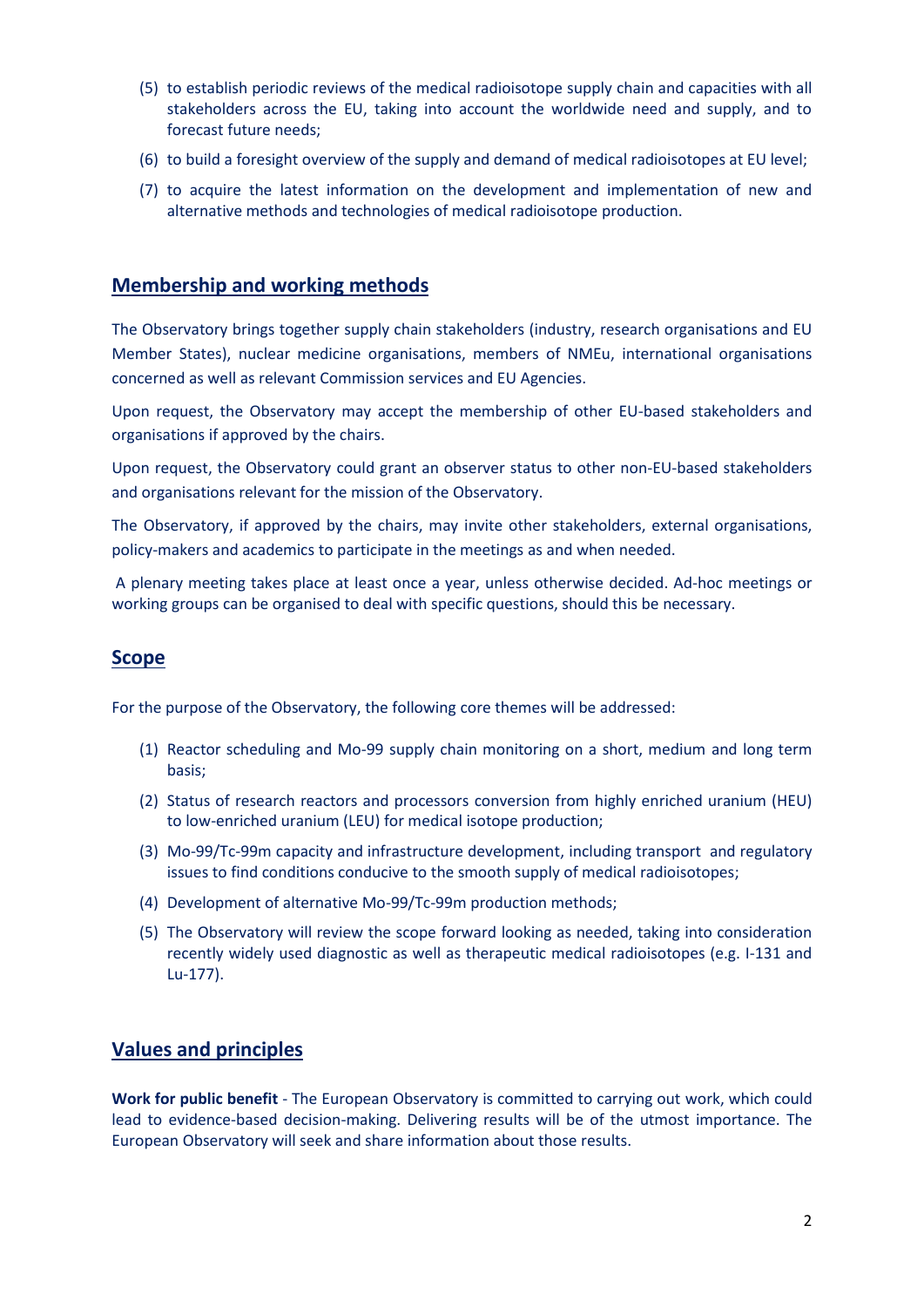(5) to establish periodic reviews of the medical radioisotope supply chain and capacities with all stakeholders across the EU, taking into account the worldwide need and supply, and to forecast future needs;

(6) to build a foresight overview of the supply and demand of medical radioisotopes at EU level;

(7) to acquire the latest information on the development and implementation of new and alternative methods and technologies of medical radioisotope production.

## Membership and working methods

The Observatory brings together supply chain stakeholders (industry, research organisations and EU Member States), nuclear medicine organisations, members of NMEu, international organisations concerned as well as relevant Commission services and EU Agencies.

Upon request, the Observatory may accept the membership of other EU-based stakeholders and organisations if approved by the chairs.

Upon request, the Observatory could grant an observer status to other non-EU-based stakeholders and organisations relevant for the mission of the Observatory.

The Observatory, if approved by the chairs, may invite other stakeholders, external organisations, policy-makers and academics to participate in the meetings as and when needed.

A plenary meeting takes place at least once a year, unless otherwise decided. Ad-hoc meetings or working groups can be organised to deal with specific questions, should this be necessary.

## Scope

For the purpose of the Observatory, the following core themes will be addressed:

(1) Reactor scheduling and Mo-99 supply chain monitoring on a short, medium and long term basis;

(2) Status of research reactors and processors conversion from highly enriched uranium (HEU) to low-enriched uranium (LEU) for medical isotope production;

(3) Mo-99/Tc-99m capacity and infrastructure development, including transport and regulatory issues to find conditions conducive to the smooth supply of medical radioisotopes;

(4) Development of alternative Mo-99/Tc-99m production methods;

(5) The Observatory will review the scope forward looking as needed, taking into consideration recently widely used diagnostic as well as therapeutic medical radioisotopes (e.g. I-131 and Lu-177).

## Values and principles

**Work for public benefit** - The European Observatory is committed to carrying out work, which could lead to evidence-based decision-making. Delivering results will be of the utmost importance. The European Observatory will seek and share information about those results.